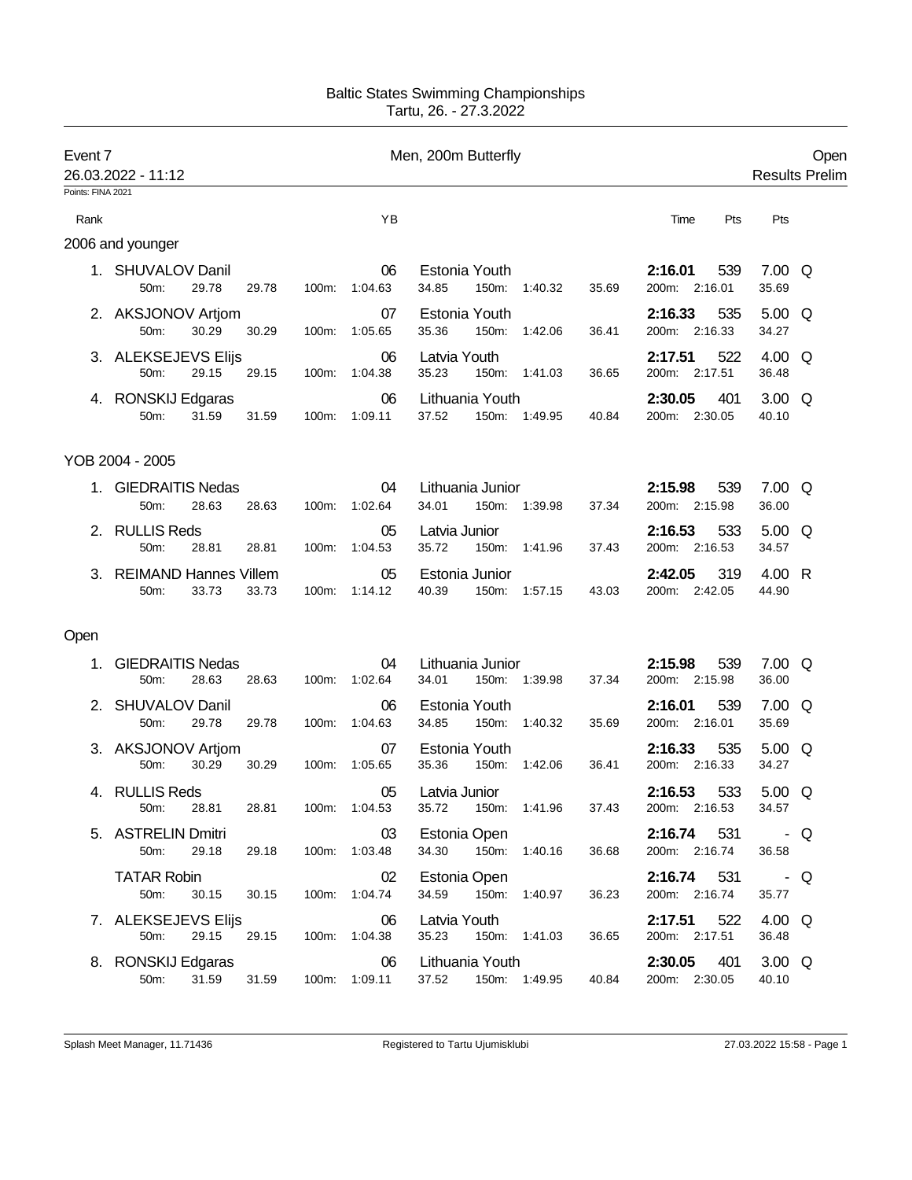# Baltic States Swimming Championships

Tartu, 26. - 27.3.2022

**Event 7** — Men, 200m Butterfly — Open

26.03.2022 - 11:12 — Results Prelim

Points: FINA 2021

## 2006 and younger

| Rank | Name | YB | Team | 50m | 100m | 150m | 200m | Time | Pts | Pts | |
|---|---|---|---|---|---|---|---|---|---|---|---|
| 1. | SHUVALOV Danil | 06 | Estonia Youth | 29.78 (29.78) | 1:04.63 (34.85) | 1:40.32 (35.69) | 2:16.01 (35.69) | **2:16.01** | 539 | 7.00 | Q |
| 2. | AKSJONOV Artjom | 07 | Estonia Youth | 30.29 (30.29) | 1:05.65 (35.36) | 1:42.06 (36.41) | 2:16.33 (34.27) | **2:16.33** | 535 | 5.00 | Q |
| 3. | ALEKSEJEVS Elijs | 06 | Latvia Youth | 29.15 (29.15) | 1:04.38 (35.23) | 1:41.03 (36.65) | 2:17.51 (36.48) | **2:17.51** | 522 | 4.00 | Q |
| 4. | RONSKIJ Edgaras | 06 | Lithuania Youth | 31.59 (31.59) | 1:09.11 (37.52) | 1:49.95 (40.84) | 2:30.05 (40.10) | **2:30.05** | 401 | 3.00 | Q |

## YOB 2004 - 2005

| Rank | Name | YB | Team | 50m | 100m | 150m | 200m | Time | Pts | Pts | |
|---|---|---|---|---|---|---|---|---|---|---|---|
| 1. | GIEDRAITIS Nedas | 04 | Lithuania Junior | 28.63 (28.63) | 1:02.64 (34.01) | 1:39.98 (37.34) | 2:15.98 (36.00) | **2:15.98** | 539 | 7.00 | Q |
| 2. | RULLIS Reds | 05 | Latvia Junior | 28.81 (28.81) | 1:04.53 (35.72) | 1:41.96 (37.43) | 2:16.53 (34.57) | **2:16.53** | 533 | 5.00 | Q |
| 3. | REIMAND Hannes Villem | 05 | Estonia Junior | 33.73 (33.73) | 1:14.12 (40.39) | 1:57.15 (43.03) | 2:42.05 (44.90) | **2:42.05** | 319 | 4.00 | R |

## Open

| Rank | Name | YB | Team | 50m | 100m | 150m | 200m | Time | Pts | Pts | |
|---|---|---|---|---|---|---|---|---|---|---|---|
| 1. | GIEDRAITIS Nedas | 04 | Lithuania Junior | 28.63 (28.63) | 1:02.64 (34.01) | 1:39.98 (37.34) | 2:15.98 (36.00) | **2:15.98** | 539 | 7.00 | Q |
| 2. | SHUVALOV Danil | 06 | Estonia Youth | 29.78 (29.78) | 1:04.63 (34.85) | 1:40.32 (35.69) | 2:16.01 (35.69) | **2:16.01** | 539 | 7.00 | Q |
| 3. | AKSJONOV Artjom | 07 | Estonia Youth | 30.29 (30.29) | 1:05.65 (35.36) | 1:42.06 (36.41) | 2:16.33 (34.27) | **2:16.33** | 535 | 5.00 | Q |
| 4. | RULLIS Reds | 05 | Latvia Junior | 28.81 (28.81) | 1:04.53 (35.72) | 1:41.96 (37.43) | 2:16.53 (34.57) | **2:16.53** | 533 | 5.00 | Q |
| 5. | ASTRELIN Dmitri | 03 | Estonia Open | 29.18 (29.18) | 1:03.48 (34.30) | 1:40.16 (36.68) | 2:16.74 (36.58) | **2:16.74** | 531 | - | Q |
| | TATAR Robin | 02 | Estonia Open | 30.15 (30.15) | 1:04.74 (34.59) | 1:40.97 (36.23) | 2:16.74 (35.77) | **2:16.74** | 531 | - | Q |
| 7. | ALEKSEJEVS Elijs | 06 | Latvia Youth | 29.15 (29.15) | 1:04.38 (35.23) | 1:41.03 (36.65) | 2:17.51 (36.48) | **2:17.51** | 522 | 4.00 | Q |
| 8. | RONSKIJ Edgaras | 06 | Lithuania Youth | 31.59 (31.59) | 1:09.11 (37.52) | 1:49.95 (40.84) | 2:30.05 (40.10) | **2:30.05** | 401 | 3.00 | Q |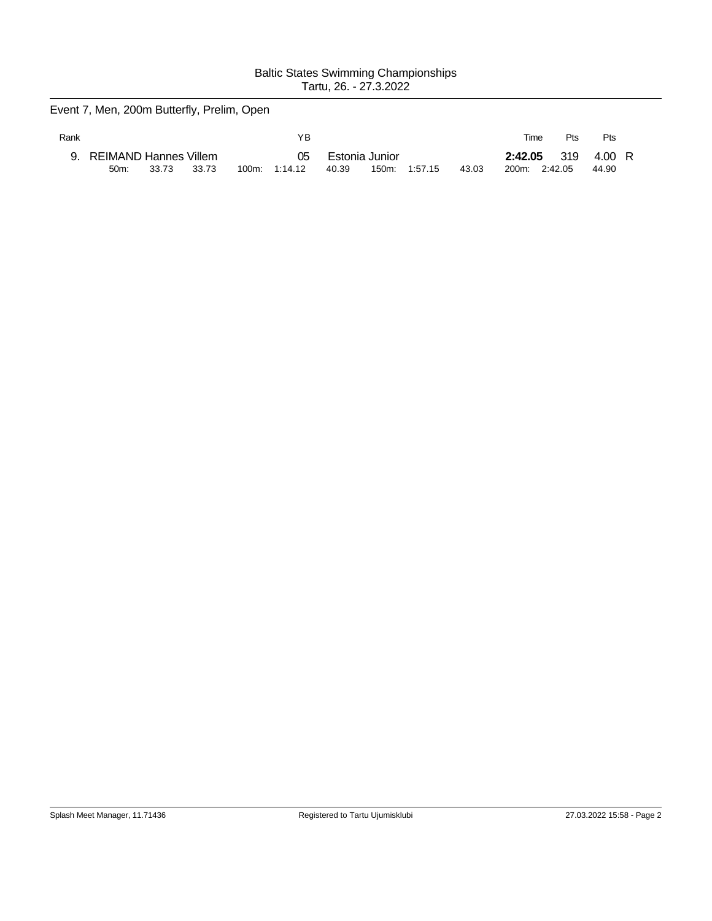Baltic States Swimming Championships
Tartu, 26. - 27.3.2022

## Event 7, Men, 200m Butterfly, Prelim, Open

| Rank | | YB | | Time | Pts | Pts | |
|---|---|---|---|---|---|---|---|
| 9. | REIMAND Hannes Villem | 05 | Estonia Junior | **2:42.05** | 319 | 4.00 | R |

| | | | | | | | | | | | |
|---|---|---|---|---|---|---|---|---|---|---|---|
| 50m: | 33.73 | 33.73 | 100m: | 1:14.12 | 40.39 | 150m: | 1:57.15 | 43.03 | 200m: | 2:42.05 | 44.90 |